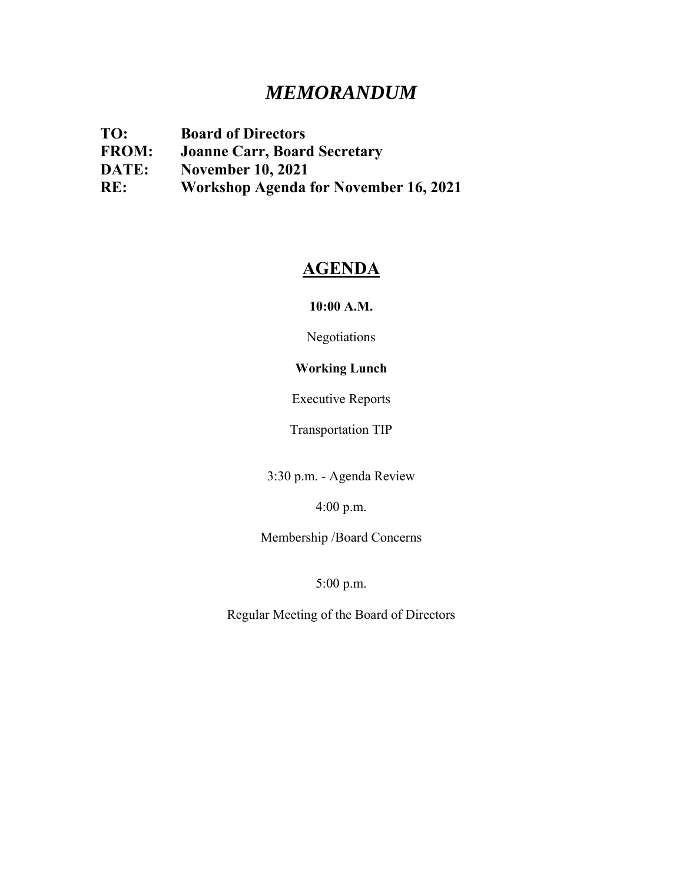# *MEMORANDUM*

**TO:** Board of Directors
**FROM:** Joanne Carr, Board Secretary
**DATE:** November 10, 2021
**RE:** Workshop Agenda for November 16, 2021

## AGENDA

**10:00 A.M.**

Negotiations

**Working Lunch**

Executive Reports

Transportation TIP

3:30 p.m. - Agenda Review

4:00 p.m.

Membership /Board Concerns

5:00 p.m.

Regular Meeting of the Board of Directors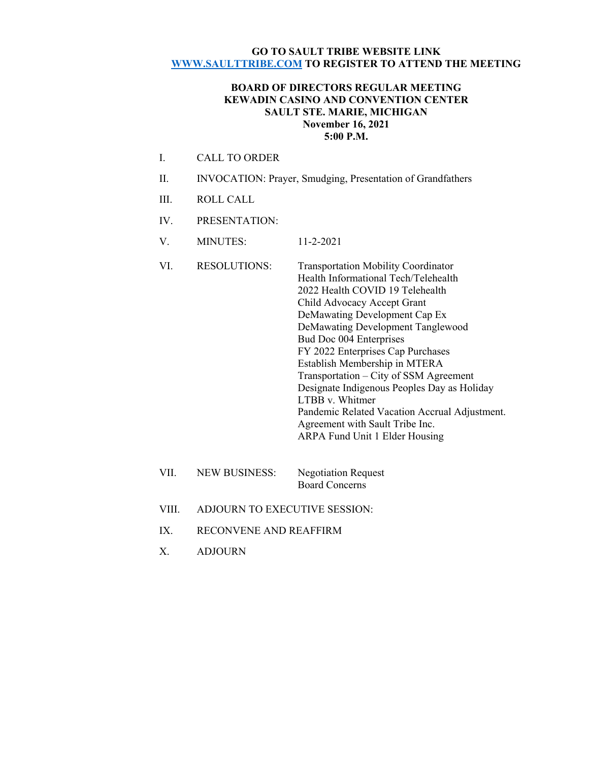**GO TO SAULT TRIBE WEBSITE LINK [WWW.SAULTTRIBE.COM](http://WWW.SAULTTRIBE.COM) TO REGISTER TO ATTEND THE MEETING**

# BOARD OF DIRECTORS REGULAR MEETING
## KEWADIN CASINO AND CONVENTION CENTER
## SAULT STE. MARIE, MICHIGAN
## November 16, 2021
## 5:00 P.M.

I. CALL TO ORDER

II. INVOCATION: Prayer, Smudging, Presentation of Grandfathers

III. ROLL CALL

IV. PRESENTATION:

V. MINUTES: 11-2-2021

VI. RESOLUTIONS:
- Transportation Mobility Coordinator
- Health Informational Tech/Telehealth
- 2022 Health COVID 19 Telehealth
- Child Advocacy Accept Grant
- DeMawating Development Cap Ex
- DeMawating Development Tanglewood
- Bud Doc 004 Enterprises
- FY 2022 Enterprises Cap Purchases
- Establish Membership in MTERA
- Transportation – City of SSM Agreement
- Designate Indigenous Peoples Day as Holiday
- LTBB v. Whitmer
- Pandemic Related Vacation Accrual Adjustment.
- Agreement with Sault Tribe Inc.
- ARPA Fund Unit 1 Elder Housing

VII. NEW BUSINESS:
- Negotiation Request
- Board Concerns

VIII. ADJOURN TO EXECUTIVE SESSION:

IX. RECONVENE AND REAFFIRM

X. ADJOURN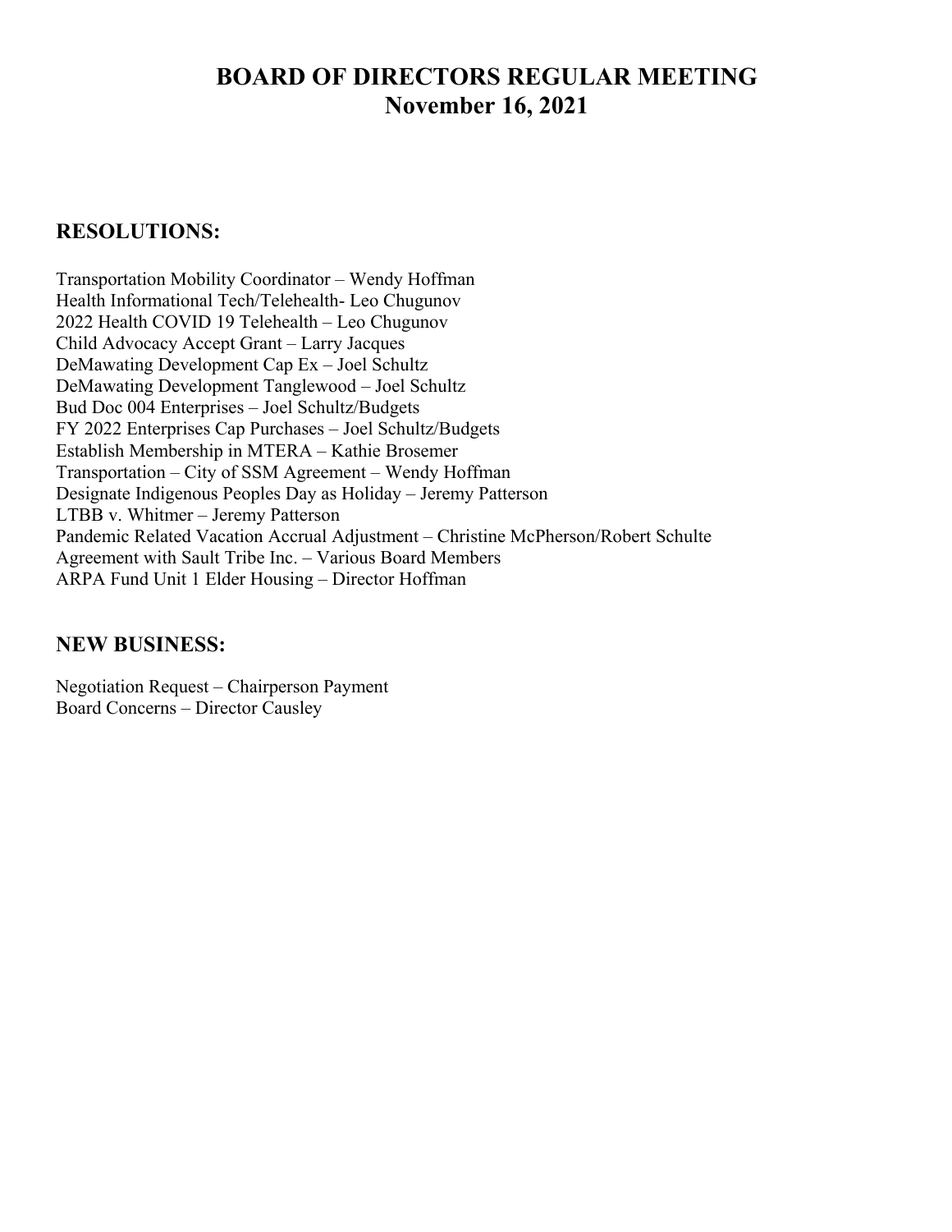# BOARD OF DIRECTORS REGULAR MEETING
# November 16, 2021

## RESOLUTIONS:

Transportation Mobility Coordinator – Wendy Hoffman
Health Informational Tech/Telehealth- Leo Chugunov
2022 Health COVID 19 Telehealth – Leo Chugunov
Child Advocacy Accept Grant – Larry Jacques
DeMawating Development Cap Ex – Joel Schultz
DeMawating Development Tanglewood – Joel Schultz
Bud Doc 004 Enterprises – Joel Schultz/Budgets
FY 2022 Enterprises Cap Purchases – Joel Schultz/Budgets
Establish Membership in MTERA – Kathie Brosemer
Transportation – City of SSM Agreement – Wendy Hoffman
Designate Indigenous Peoples Day as Holiday – Jeremy Patterson
LTBB v. Whitmer – Jeremy Patterson
Pandemic Related Vacation Accrual Adjustment – Christine McPherson/Robert Schulte
Agreement with Sault Tribe Inc. – Various Board Members
ARPA Fund Unit 1 Elder Housing – Director Hoffman

## NEW BUSINESS:

Negotiation Request – Chairperson Payment
Board Concerns – Director Causley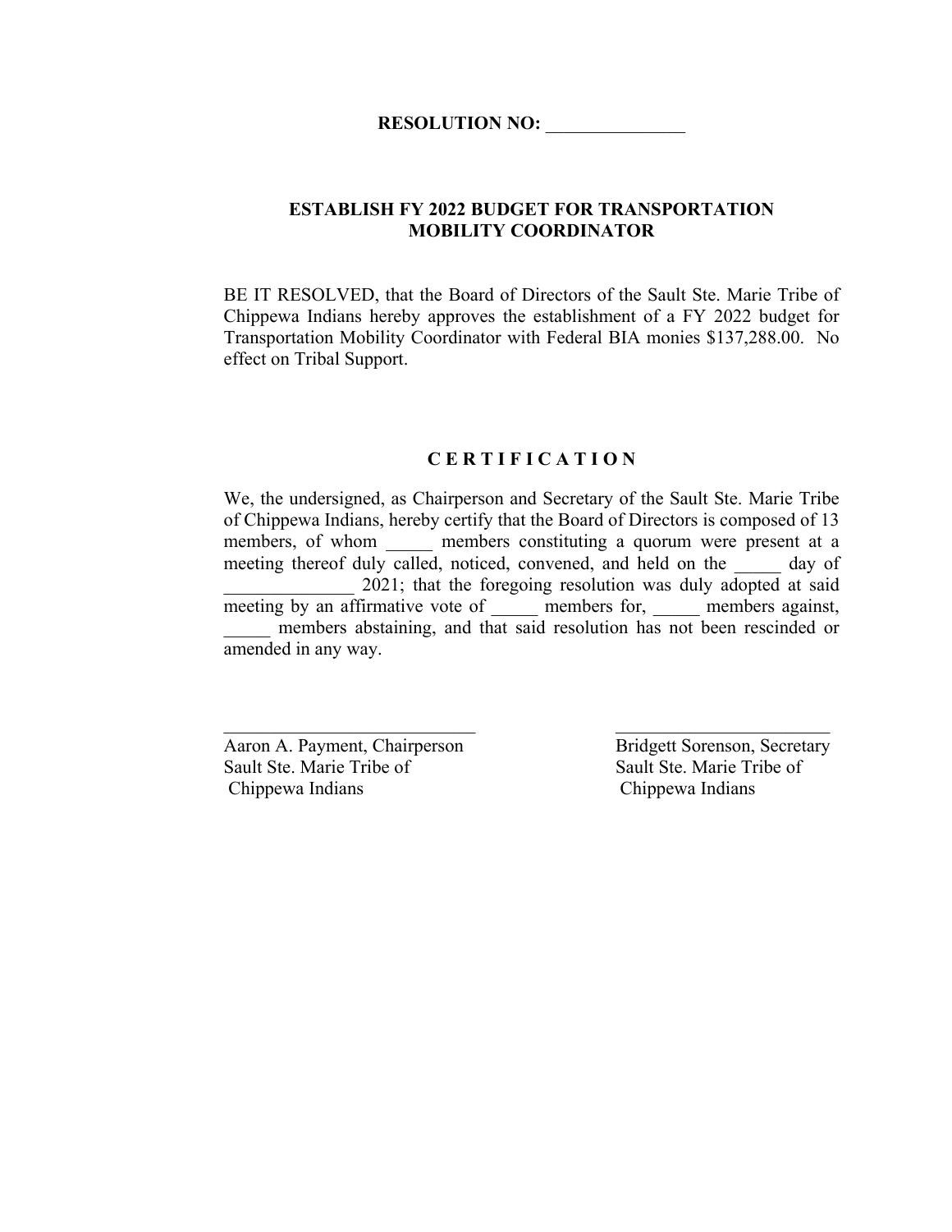**RESOLUTION NO: _______________**

**ESTABLISH FY 2022 BUDGET FOR TRANSPORTATION MOBILITY COORDINATOR**

BE IT RESOLVED, that the Board of Directors of the Sault Ste. Marie Tribe of Chippewa Indians hereby approves the establishment of a FY 2022 budget for Transportation Mobility Coordinator with Federal BIA monies $137,288.00. No effect on Tribal Support.

**C E R T I F I C A T I O N**

We, the undersigned, as Chairperson and Secretary of the Sault Ste. Marie Tribe of Chippewa Indians, hereby certify that the Board of Directors is composed of 13 members, of whom _____ members constituting a quorum were present at a meeting thereof duly called, noticed, convened, and held on the _____ day of ______________ 2021; that the foregoing resolution was duly adopted at said meeting by an affirmative vote of _____ members for, _____ members against, _____ members abstaining, and that said resolution has not been rescinded or amended in any way.

____________________________
Aaron A. Payment, Chairperson
Sault Ste. Marie Tribe of
Chippewa Indians

________________________
Bridgett Sorenson, Secretary
Sault Ste. Marie Tribe of
Chippewa Indians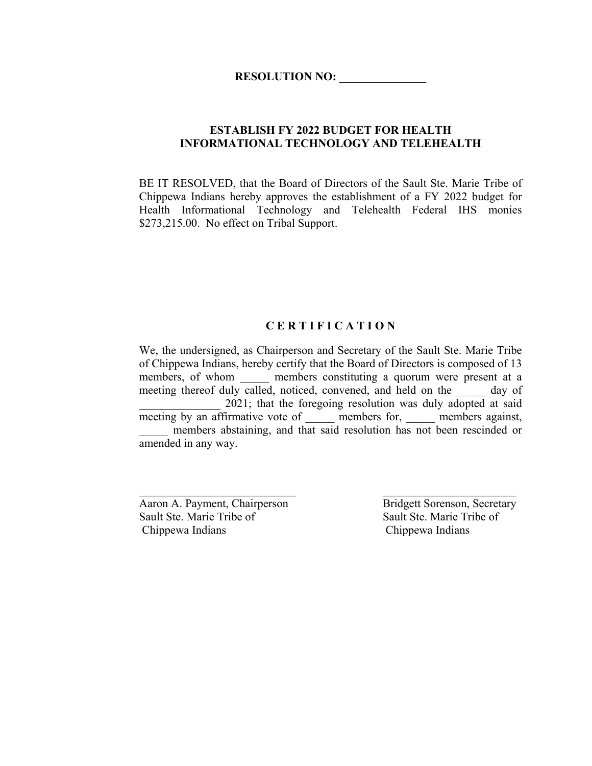**RESOLUTION NO: _______________**

**ESTABLISH FY 2022 BUDGET FOR HEALTH INFORMATIONAL TECHNOLOGY AND TELEHEALTH**

BE IT RESOLVED, that the Board of Directors of the Sault Ste. Marie Tribe of Chippewa Indians hereby approves the establishment of a FY 2022 budget for Health Informational Technology and Telehealth Federal IHS monies $273,215.00. No effect on Tribal Support.

**C E R T I F I C A T I O N**

We, the undersigned, as Chairperson and Secretary of the Sault Ste. Marie Tribe of Chippewa Indians, hereby certify that the Board of Directors is composed of 13 members, of whom _____ members constituting a quorum were present at a meeting thereof duly called, noticed, convened, and held on the _____ day of ______________ 2021; that the foregoing resolution was duly adopted at said meeting by an affirmative vote of _____ members for, _____ members against, _____ members abstaining, and that said resolution has not been rescinded or amended in any way.

___________________________
Aaron A. Payment, Chairperson
Sault Ste. Marie Tribe of
Chippewa Indians

___________________________
Bridgett Sorenson, Secretary
Sault Ste. Marie Tribe of
Chippewa Indians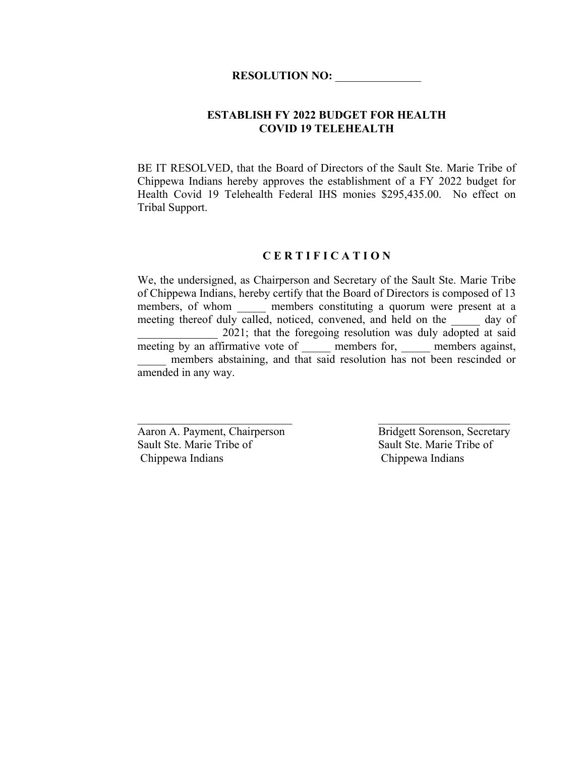**RESOLUTION NO: _______________**

**ESTABLISH FY 2022 BUDGET FOR HEALTH**
**COVID 19 TELEHEALTH**

BE IT RESOLVED, that the Board of Directors of the Sault Ste. Marie Tribe of Chippewa Indians hereby approves the establishment of a FY 2022 budget for Health Covid 19 Telehealth Federal IHS monies $295,435.00. No effect on Tribal Support.

**C E R T I F I C A T I O N**

We, the undersigned, as Chairperson and Secretary of the Sault Ste. Marie Tribe of Chippewa Indians, hereby certify that the Board of Directors is composed of 13 members, of whom _____ members constituting a quorum were present at a meeting thereof duly called, noticed, convened, and held on the _____ day of ______________ 2021; that the foregoing resolution was duly adopted at said meeting by an affirmative vote of _____ members for, _____ members against, _____ members abstaining, and that said resolution has not been rescinded or amended in any way.

____________________________
Aaron A. Payment, Chairperson
Sault Ste. Marie Tribe of
Chippewa Indians

____________________________
Bridgett Sorenson, Secretary
Sault Ste. Marie Tribe of
Chippewa Indians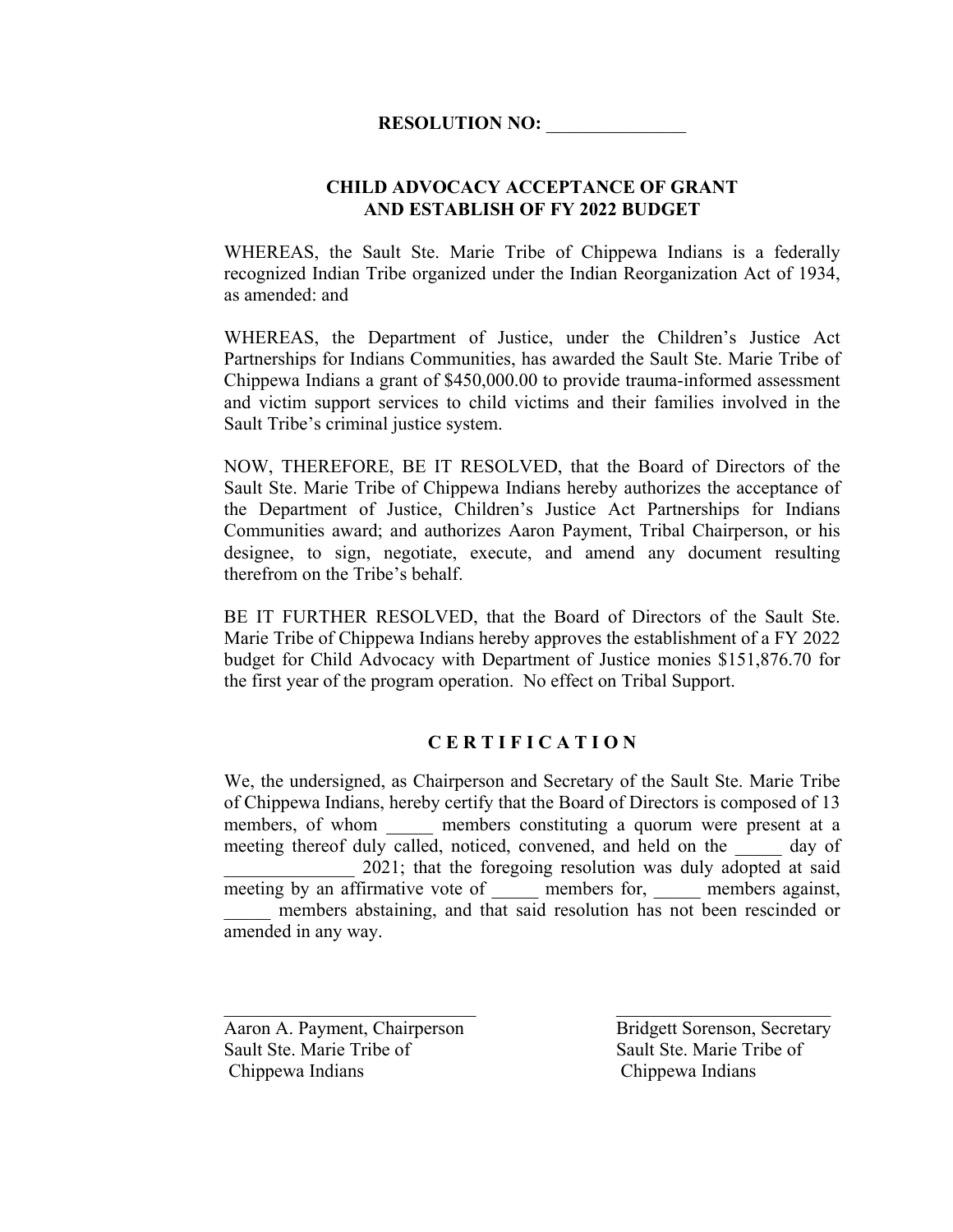**RESOLUTION NO: _______________**

**CHILD ADVOCACY ACCEPTANCE OF GRANT AND ESTABLISH OF FY 2022 BUDGET**

WHEREAS, the Sault Ste. Marie Tribe of Chippewa Indians is a federally recognized Indian Tribe organized under the Indian Reorganization Act of 1934, as amended: and

WHEREAS, the Department of Justice, under the Children's Justice Act Partnerships for Indians Communities, has awarded the Sault Ste. Marie Tribe of Chippewa Indians a grant of $450,000.00 to provide trauma-informed assessment and victim support services to child victims and their families involved in the Sault Tribe's criminal justice system.

NOW, THEREFORE, BE IT RESOLVED, that the Board of Directors of the Sault Ste. Marie Tribe of Chippewa Indians hereby authorizes the acceptance of the Department of Justice, Children's Justice Act Partnerships for Indians Communities award; and authorizes Aaron Payment, Tribal Chairperson, or his designee, to sign, negotiate, execute, and amend any document resulting therefrom on the Tribe's behalf.

BE IT FURTHER RESOLVED, that the Board of Directors of the Sault Ste. Marie Tribe of Chippewa Indians hereby approves the establishment of a FY 2022 budget for Child Advocacy with Department of Justice monies $151,876.70 for the first year of the program operation. No effect on Tribal Support.

**C E R T I F I C A T I O N**

We, the undersigned, as Chairperson and Secretary of the Sault Ste. Marie Tribe of Chippewa Indians, hereby certify that the Board of Directors is composed of 13 members, of whom _____ members constituting a quorum were present at a meeting thereof duly called, noticed, convened, and held on the _____ day of ______________ 2021; that the foregoing resolution was duly adopted at said meeting by an affirmative vote of _____ members for, _____ members against, _____ members abstaining, and that said resolution has not been rescinded or amended in any way.

_____________________________
Aaron A. Payment, Chairperson
Sault Ste. Marie Tribe of
Chippewa Indians

_____________________________
Bridgett Sorenson, Secretary
Sault Ste. Marie Tribe of
Chippewa Indians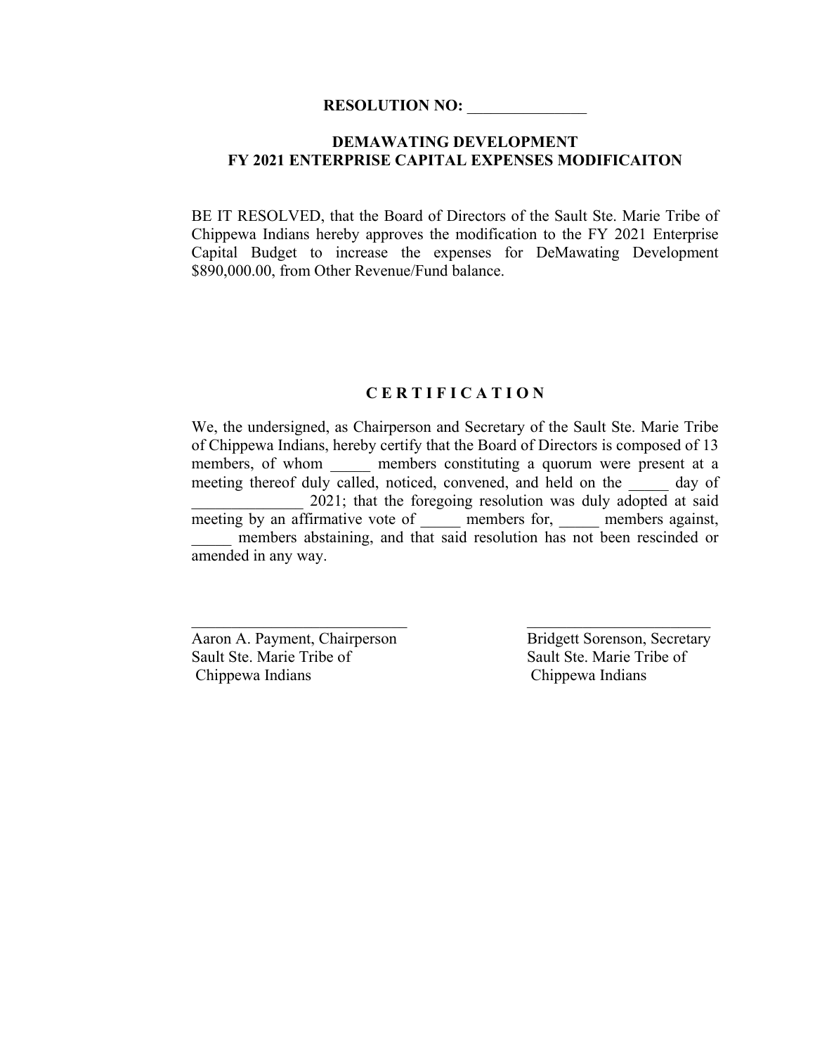**RESOLUTION NO: _______________**

**DEMAWATING DEVELOPMENT**
**FY 2021 ENTERPRISE CAPITAL EXPENSES MODIFICAITON**

BE IT RESOLVED, that the Board of Directors of the Sault Ste. Marie Tribe of Chippewa Indians hereby approves the modification to the FY 2021 Enterprise Capital Budget to increase the expenses for DeMawating Development $890,000.00, from Other Revenue/Fund balance.

**C E R T I F I C A T I O N**

We, the undersigned, as Chairperson and Secretary of the Sault Ste. Marie Tribe of Chippewa Indians, hereby certify that the Board of Directors is composed of 13 members, of whom _____ members constituting a quorum were present at a meeting thereof duly called, noticed, convened, and held on the _____ day of ______________ 2021; that the foregoing resolution was duly adopted at said meeting by an affirmative vote of _____ members for, _____ members against, _____ members abstaining, and that said resolution has not been rescinded or amended in any way.

____________________________
Aaron A. Payment, Chairperson
Sault Ste. Marie Tribe of
Chippewa Indians

________________________
Bridgett Sorenson, Secretary
Sault Ste. Marie Tribe of
Chippewa Indians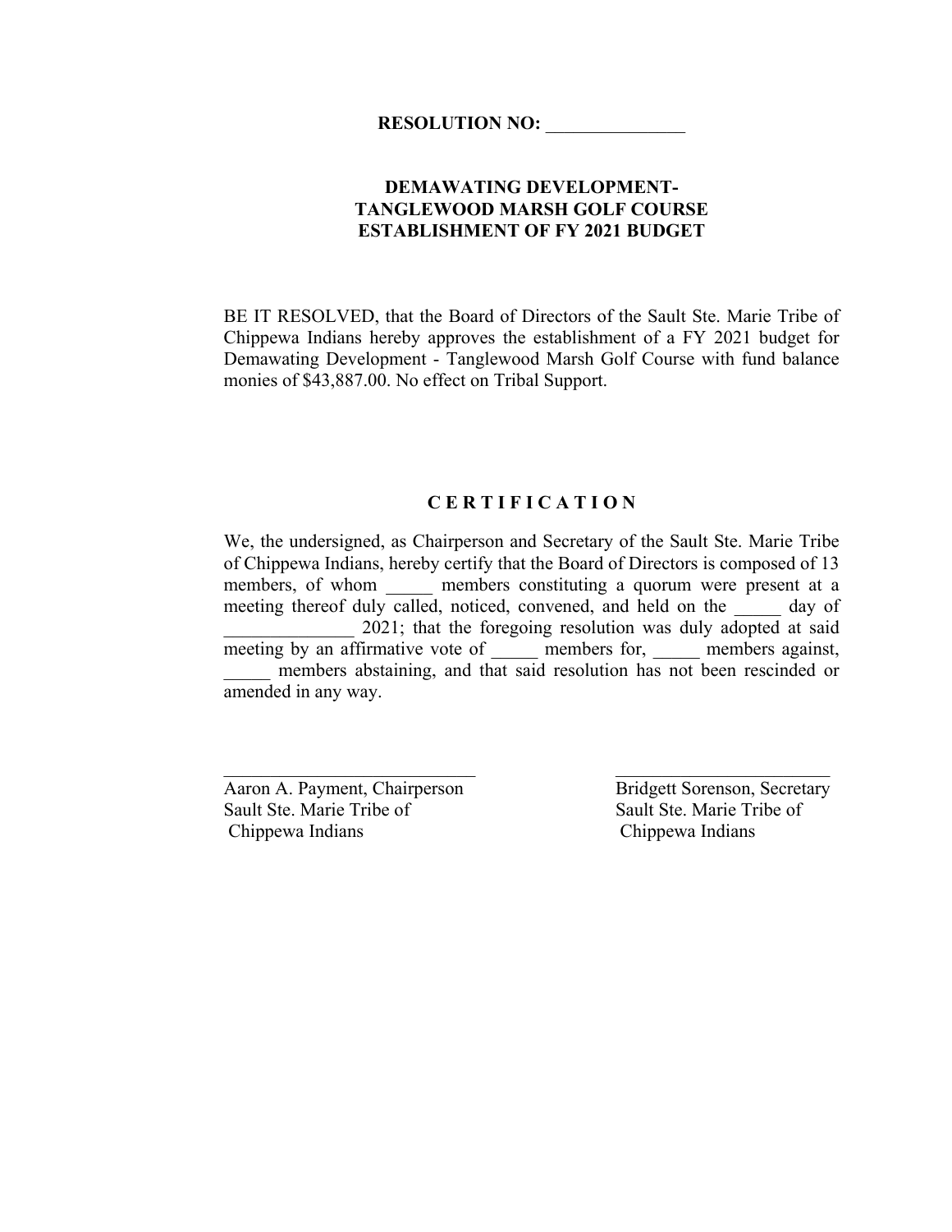**RESOLUTION NO: _______________**

**DEMAWATING DEVELOPMENT-**
**TANGLEWOOD MARSH GOLF COURSE**
**ESTABLISHMENT OF FY 2021 BUDGET**

BE IT RESOLVED, that the Board of Directors of the Sault Ste. Marie Tribe of Chippewa Indians hereby approves the establishment of a FY 2021 budget for Demawating Development - Tanglewood Marsh Golf Course with fund balance monies of $43,887.00. No effect on Tribal Support.

**C E R T I F I C A T I O N**

We, the undersigned, as Chairperson and Secretary of the Sault Ste. Marie Tribe of Chippewa Indians, hereby certify that the Board of Directors is composed of 13 members, of whom _____ members constituting a quorum were present at a meeting thereof duly called, noticed, convened, and held on the _____ day of ______________ 2021; that the foregoing resolution was duly adopted at said meeting by an affirmative vote of _____ members for, _____ members against, _____ members abstaining, and that said resolution has not been rescinded or amended in any way.

| ___________________________ | ___________________________ |
|---|---|
| Aaron A. Payment, Chairperson | Bridgett Sorenson, Secretary |
| Sault Ste. Marie Tribe of Chippewa Indians | Sault Ste. Marie Tribe of Chippewa Indians |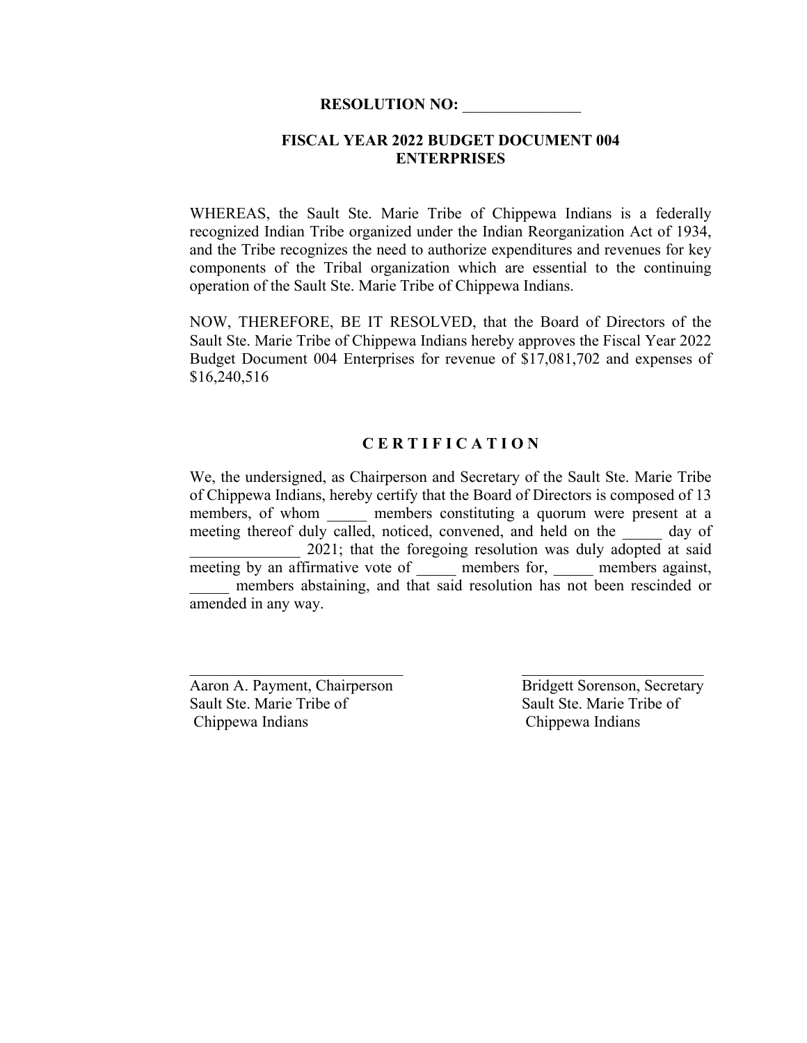**RESOLUTION NO: _______________**

**FISCAL YEAR 2022 BUDGET DOCUMENT 004**
**ENTERPRISES**

WHEREAS, the Sault Ste. Marie Tribe of Chippewa Indians is a federally recognized Indian Tribe organized under the Indian Reorganization Act of 1934, and the Tribe recognizes the need to authorize expenditures and revenues for key components of the Tribal organization which are essential to the continuing operation of the Sault Ste. Marie Tribe of Chippewa Indians.

NOW, THEREFORE, BE IT RESOLVED, that the Board of Directors of the Sault Ste. Marie Tribe of Chippewa Indians hereby approves the Fiscal Year 2022 Budget Document 004 Enterprises for revenue of $17,081,702 and expenses of $16,240,516

**C E R T I F I C A T I O N**

We, the undersigned, as Chairperson and Secretary of the Sault Ste. Marie Tribe of Chippewa Indians, hereby certify that the Board of Directors is composed of 13 members, of whom _____ members constituting a quorum were present at a meeting thereof duly called, noticed, convened, and held on the _____ day of ______________ 2021; that the foregoing resolution was duly adopted at said meeting by an affirmative vote of _____ members for, _____ members against, _____ members abstaining, and that said resolution has not been rescinded or amended in any way.

| ___________________________ | ___________________________ |
|---|---|
| Aaron A. Payment, Chairperson | Bridgett Sorenson, Secretary |
| Sault Ste. Marie Tribe of | Sault Ste. Marie Tribe of |
| Chippewa Indians | Chippewa Indians |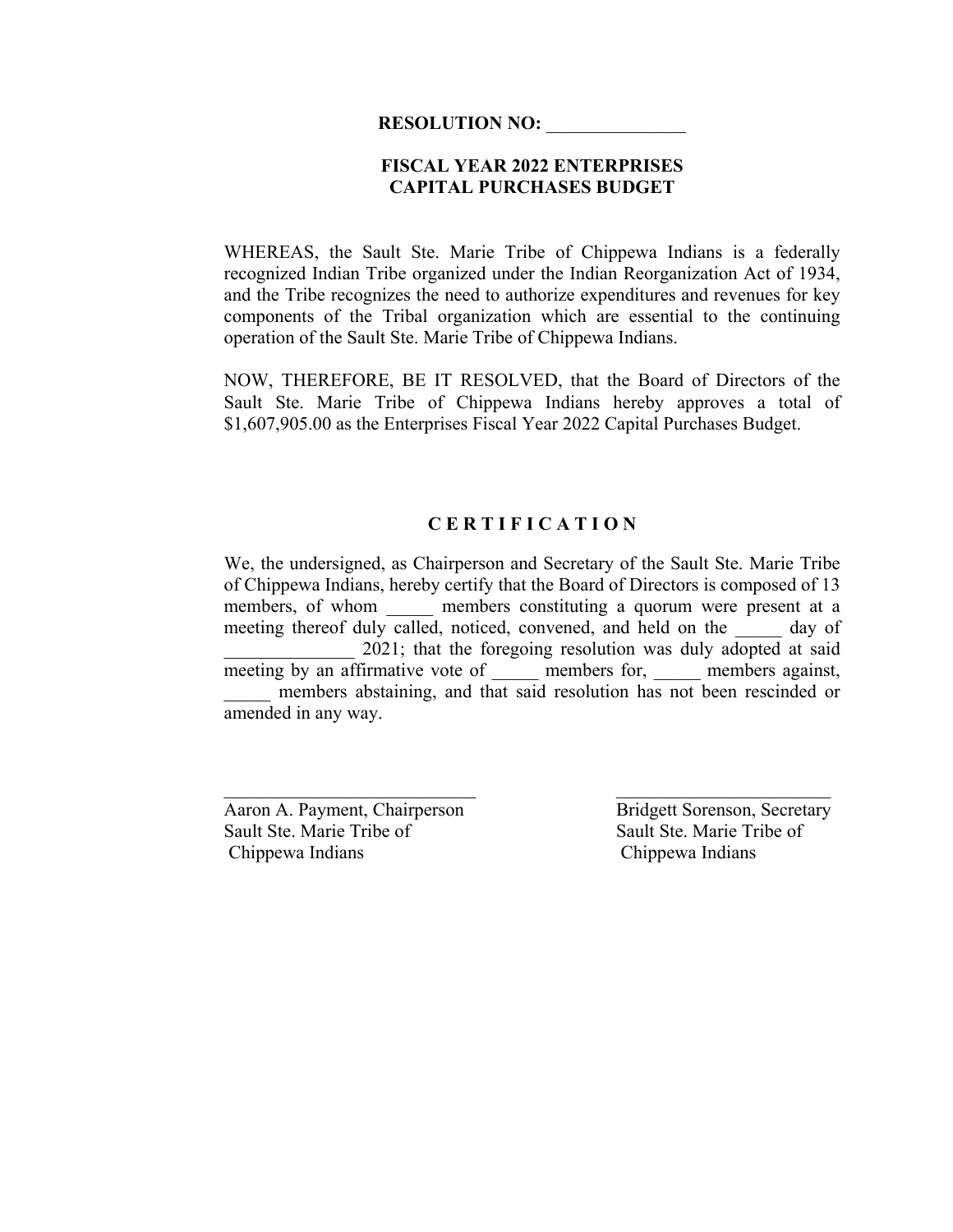**RESOLUTION NO: _______________**

**FISCAL YEAR 2022 ENTERPRISES**
**CAPITAL PURCHASES BUDGET**

WHEREAS, the Sault Ste. Marie Tribe of Chippewa Indians is a federally recognized Indian Tribe organized under the Indian Reorganization Act of 1934, and the Tribe recognizes the need to authorize expenditures and revenues for key components of the Tribal organization which are essential to the continuing operation of the Sault Ste. Marie Tribe of Chippewa Indians.

NOW, THEREFORE, BE IT RESOLVED, that the Board of Directors of the Sault Ste. Marie Tribe of Chippewa Indians hereby approves a total of $1,607,905.00 as the Enterprises Fiscal Year 2022 Capital Purchases Budget.

**C E R T I F I C A T I O N**

We, the undersigned, as Chairperson and Secretary of the Sault Ste. Marie Tribe of Chippewa Indians, hereby certify that the Board of Directors is composed of 13 members, of whom _____ members constituting a quorum were present at a meeting thereof duly called, noticed, convened, and held on the _____ day of ______________ 2021; that the foregoing resolution was duly adopted at said meeting by an affirmative vote of _____ members for, _____ members against, _____ members abstaining, and that said resolution has not been rescinded or amended in any way.

_____________________________
Aaron A. Payment, Chairperson
Sault Ste. Marie Tribe of
Chippewa Indians

_____________________________
Bridgett Sorenson, Secretary
Sault Ste. Marie Tribe of
Chippewa Indians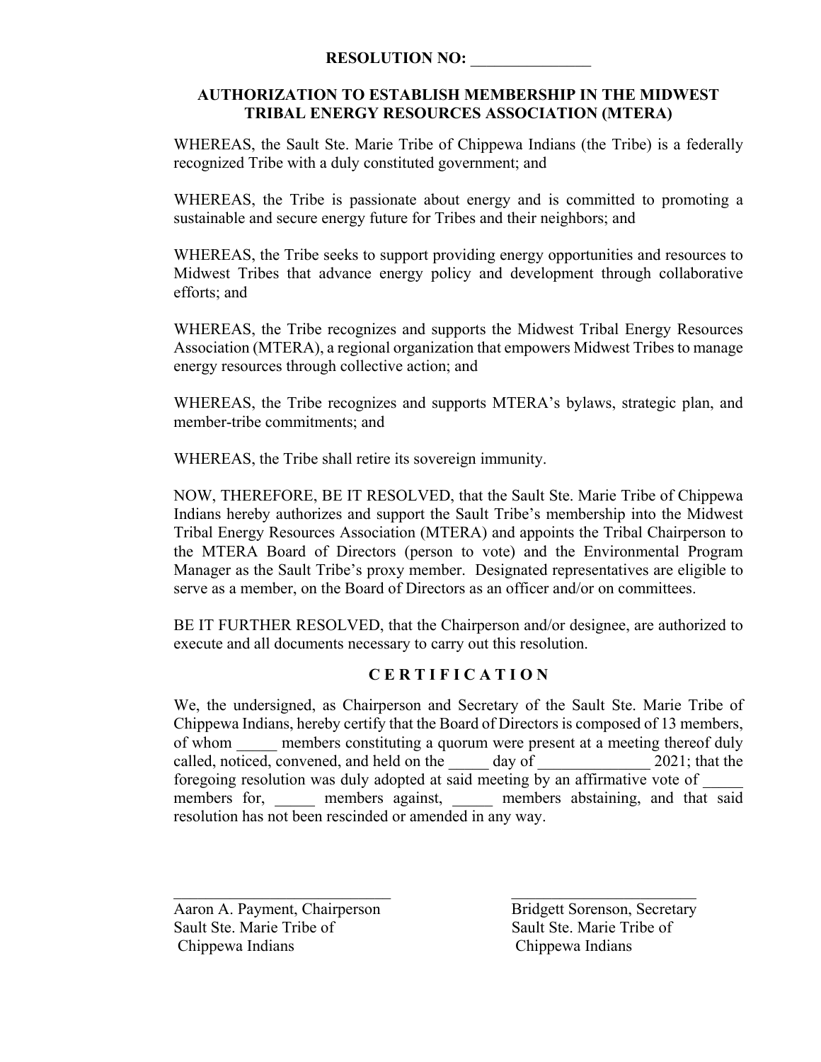**RESOLUTION NO: _______________**

**AUTHORIZATION TO ESTABLISH MEMBERSHIP IN THE MIDWEST TRIBAL ENERGY RESOURCES ASSOCIATION (MTERA)**

WHEREAS, the Sault Ste. Marie Tribe of Chippewa Indians (the Tribe) is a federally recognized Tribe with a duly constituted government; and

WHEREAS, the Tribe is passionate about energy and is committed to promoting a sustainable and secure energy future for Tribes and their neighbors; and

WHEREAS, the Tribe seeks to support providing energy opportunities and resources to Midwest Tribes that advance energy policy and development through collaborative efforts; and

WHEREAS, the Tribe recognizes and supports the Midwest Tribal Energy Resources Association (MTERA), a regional organization that empowers Midwest Tribes to manage energy resources through collective action; and

WHEREAS, the Tribe recognizes and supports MTERA's bylaws, strategic plan, and member-tribe commitments; and

WHEREAS, the Tribe shall retire its sovereign immunity.

NOW, THEREFORE, BE IT RESOLVED, that the Sault Ste. Marie Tribe of Chippewa Indians hereby authorizes and support the Sault Tribe's membership into the Midwest Tribal Energy Resources Association (MTERA) and appoints the Tribal Chairperson to the MTERA Board of Directors (person to vote) and the Environmental Program Manager as the Sault Tribe's proxy member. Designated representatives are eligible to serve as a member, on the Board of Directors as an officer and/or on committees.

BE IT FURTHER RESOLVED, that the Chairperson and/or designee, are authorized to execute and all documents necessary to carry out this resolution.

## C E R T I F I C A T I O N

We, the undersigned, as Chairperson and Secretary of the Sault Ste. Marie Tribe of Chippewa Indians, hereby certify that the Board of Directors is composed of 13 members, of whom _____ members constituting a quorum were present at a meeting thereof duly called, noticed, convened, and held on the _____ day of ______________ 2021; that the foregoing resolution was duly adopted at said meeting by an affirmative vote of _____ members for, _____ members against, _____ members abstaining, and that said resolution has not been rescinded or amended in any way.

___________________________
Aaron A. Payment, Chairperson
Sault Ste. Marie Tribe of
Chippewa Indians

___________________________
Bridgett Sorenson, Secretary
Sault Ste. Marie Tribe of
Chippewa Indians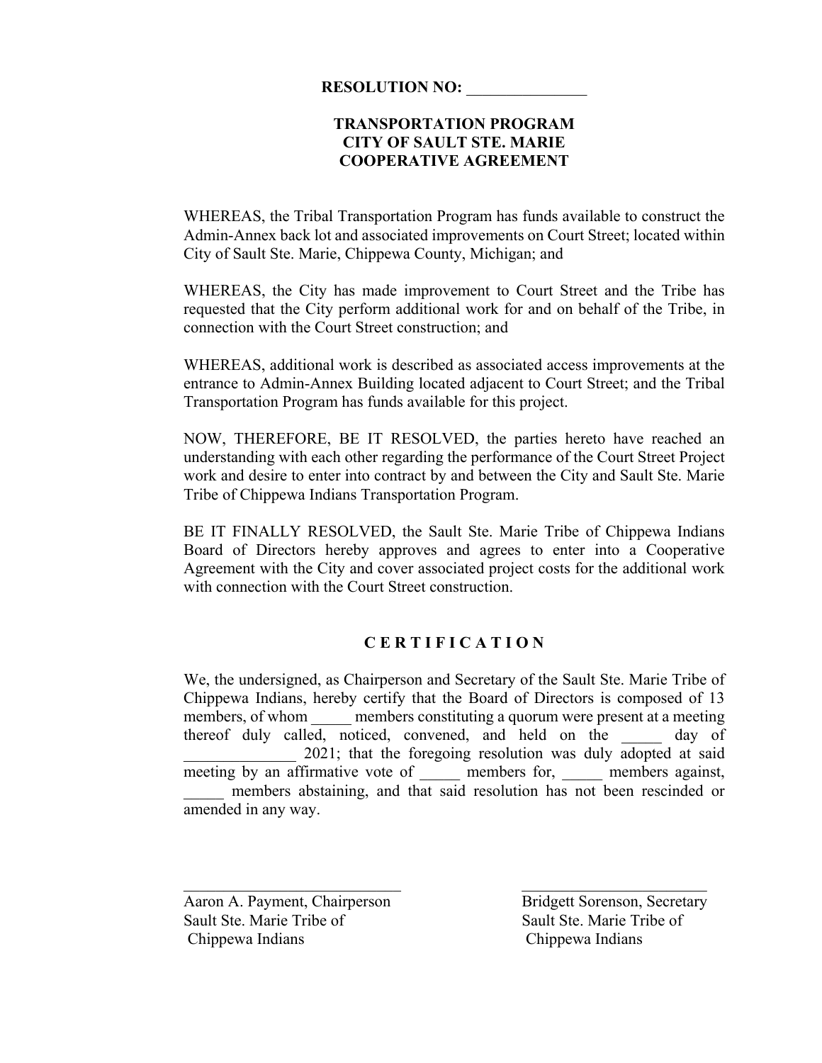**RESOLUTION NO: _______________**

**TRANSPORTATION PROGRAM**
**CITY OF SAULT STE. MARIE**
**COOPERATIVE AGREEMENT**

WHEREAS, the Tribal Transportation Program has funds available to construct the Admin-Annex back lot and associated improvements on Court Street; located within City of Sault Ste. Marie, Chippewa County, Michigan; and

WHEREAS, the City has made improvement to Court Street and the Tribe has requested that the City perform additional work for and on behalf of the Tribe, in connection with the Court Street construction; and

WHEREAS, additional work is described as associated access improvements at the entrance to Admin-Annex Building located adjacent to Court Street; and the Tribal Transportation Program has funds available for this project.

NOW, THEREFORE, BE IT RESOLVED, the parties hereto have reached an understanding with each other regarding the performance of the Court Street Project work and desire to enter into contract by and between the City and Sault Ste. Marie Tribe of Chippewa Indians Transportation Program.

BE IT FINALLY RESOLVED, the Sault Ste. Marie Tribe of Chippewa Indians Board of Directors hereby approves and agrees to enter into a Cooperative Agreement with the City and cover associated project costs for the additional work with connection with the Court Street construction.

**C E R T I F I C A T I O N**

We, the undersigned, as Chairperson and Secretary of the Sault Ste. Marie Tribe of Chippewa Indians, hereby certify that the Board of Directors is composed of 13 members, of whom _____ members constituting a quorum were present at a meeting thereof duly called, noticed, convened, and held on the _____ day of ______________ 2021; that the foregoing resolution was duly adopted at said meeting by an affirmative vote of _____ members for, _____ members against, _____ members abstaining, and that said resolution has not been rescinded or amended in any way.

____________________________
Aaron A. Payment, Chairperson
Sault Ste. Marie Tribe of
Chippewa Indians

____________________________
Bridgett Sorenson, Secretary
Sault Ste. Marie Tribe of
Chippewa Indians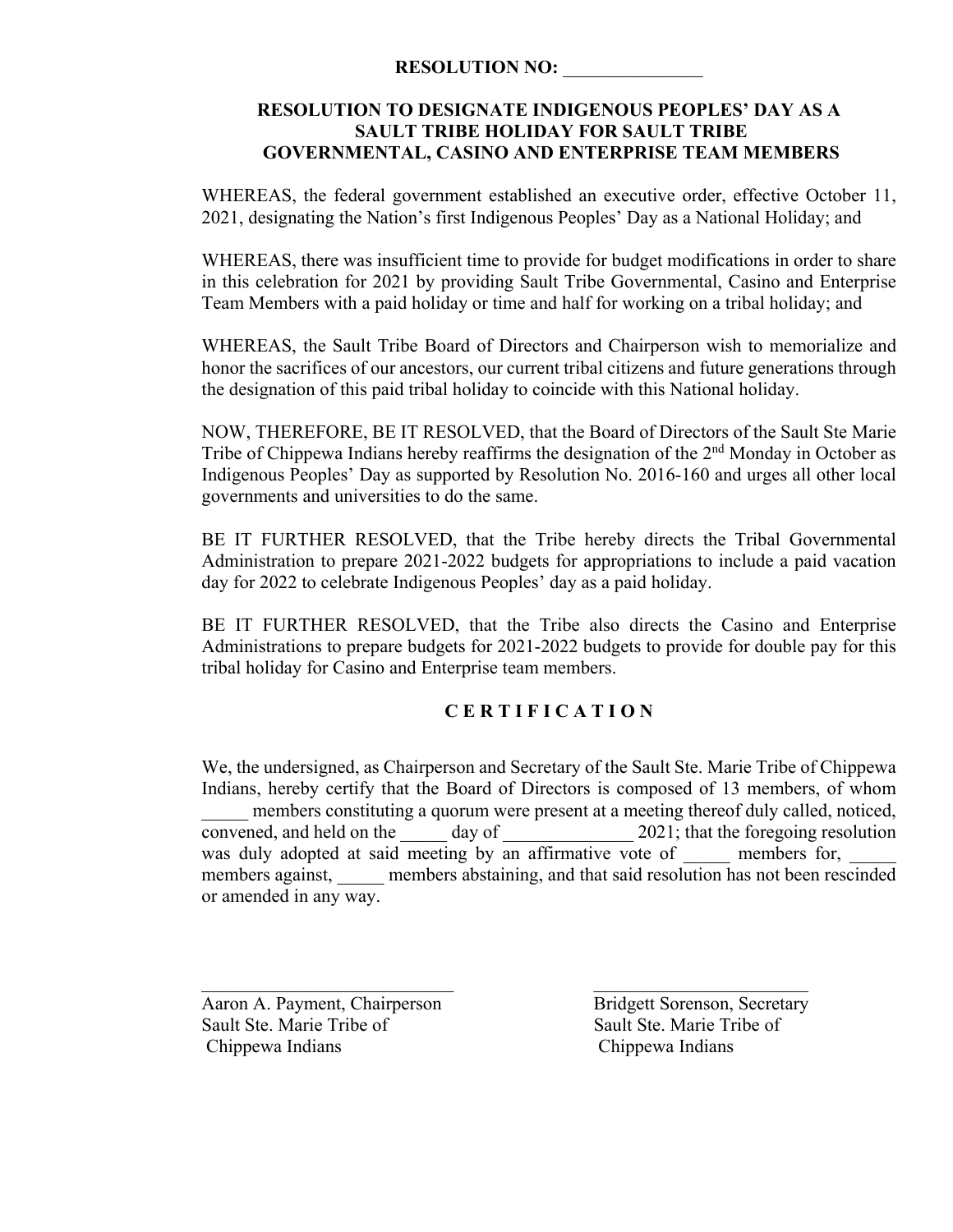**RESOLUTION NO: _______________**

## RESOLUTION TO DESIGNATE INDIGENOUS PEOPLES' DAY AS A SAULT TRIBE HOLIDAY FOR SAULT TRIBE GOVERNMENTAL, CASINO AND ENTERPRISE TEAM MEMBERS

WHEREAS, the federal government established an executive order, effective October 11, 2021, designating the Nation's first Indigenous Peoples' Day as a National Holiday; and

WHEREAS, there was insufficient time to provide for budget modifications in order to share in this celebration for 2021 by providing Sault Tribe Governmental, Casino and Enterprise Team Members with a paid holiday or time and half for working on a tribal holiday; and

WHEREAS, the Sault Tribe Board of Directors and Chairperson wish to memorialize and honor the sacrifices of our ancestors, our current tribal citizens and future generations through the designation of this paid tribal holiday to coincide with this National holiday.

NOW, THEREFORE, BE IT RESOLVED, that the Board of Directors of the Sault Ste Marie Tribe of Chippewa Indians hereby reaffirms the designation of the 2nd Monday in October as Indigenous Peoples' Day as supported by Resolution No. 2016-160 and urges all other local governments and universities to do the same.

BE IT FURTHER RESOLVED, that the Tribe hereby directs the Tribal Governmental Administration to prepare 2021-2022 budgets for appropriations to include a paid vacation day for 2022 to celebrate Indigenous Peoples' day as a paid holiday.

BE IT FURTHER RESOLVED, that the Tribe also directs the Casino and Enterprise Administrations to prepare budgets for 2021-2022 budgets to provide for double pay for this tribal holiday for Casino and Enterprise team members.

## C E R T I F I C A T I O N

We, the undersigned, as Chairperson and Secretary of the Sault Ste. Marie Tribe of Chippewa Indians, hereby certify that the Board of Directors is composed of 13 members, of whom _____ members constituting a quorum were present at a meeting thereof duly called, noticed, convened, and held on the _____ day of ______________ 2021; that the foregoing resolution was duly adopted at said meeting by an affirmative vote of _____ members for, _____ members against, _____ members abstaining, and that said resolution has not been rescinded or amended in any way.

____________________________
Aaron A. Payment, Chairperson
Sault Ste. Marie Tribe of
Chippewa Indians

____________________________
Bridgett Sorenson, Secretary
Sault Ste. Marie Tribe of
Chippewa Indians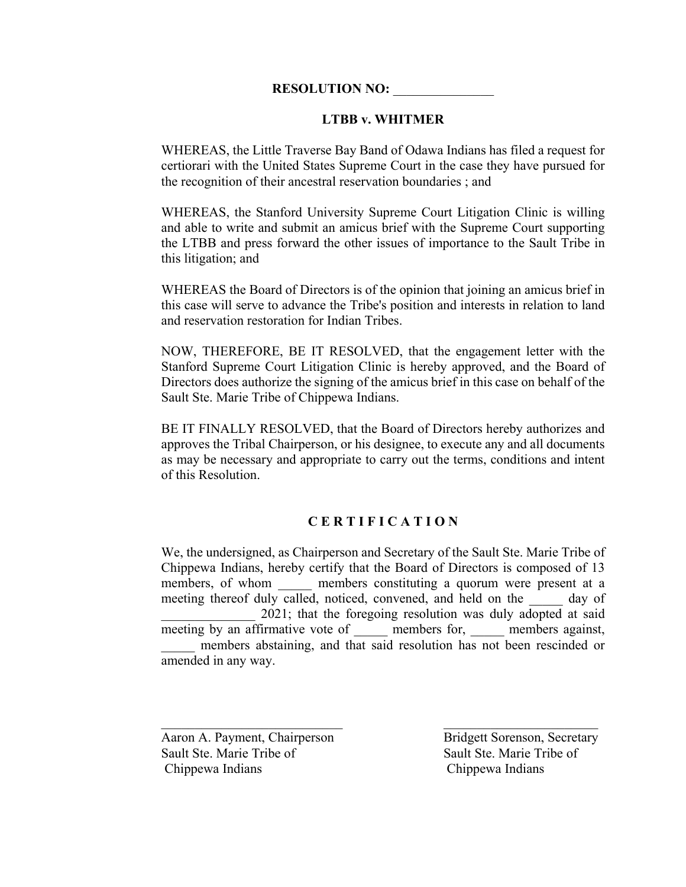**RESOLUTION NO: _______________**

**LTBB v. WHITMER**

WHEREAS, the Little Traverse Bay Band of Odawa Indians has filed a request for certiorari with the United States Supreme Court in the case they have pursued for the recognition of their ancestral reservation boundaries ; and

WHEREAS, the Stanford University Supreme Court Litigation Clinic is willing and able to write and submit an amicus brief with the Supreme Court supporting the LTBB and press forward the other issues of importance to the Sault Tribe in this litigation; and

WHEREAS the Board of Directors is of the opinion that joining an amicus brief in this case will serve to advance the Tribe's position and interests in relation to land and reservation restoration for Indian Tribes.

NOW, THEREFORE, BE IT RESOLVED, that the engagement letter with the Stanford Supreme Court Litigation Clinic is hereby approved, and the Board of Directors does authorize the signing of the amicus brief in this case on behalf of the Sault Ste. Marie Tribe of Chippewa Indians.

BE IT FINALLY RESOLVED, that the Board of Directors hereby authorizes and approves the Tribal Chairperson, or his designee, to execute any and all documents as may be necessary and appropriate to carry out the terms, conditions and intent of this Resolution.

**C E R T I F I C A T I O N**

We, the undersigned, as Chairperson and Secretary of the Sault Ste. Marie Tribe of Chippewa Indians, hereby certify that the Board of Directors is composed of 13 members, of whom _____ members constituting a quorum were present at a meeting thereof duly called, noticed, convened, and held on the _____ day of ______________ 2021; that the foregoing resolution was duly adopted at said meeting by an affirmative vote of _____ members for, _____ members against, _____ members abstaining, and that said resolution has not been rescinded or amended in any way.

____________________________
Aaron A. Payment, Chairperson
Sault Ste. Marie Tribe of
Chippewa Indians

____________________________
Bridgett Sorenson, Secretary
Sault Ste. Marie Tribe of
Chippewa Indians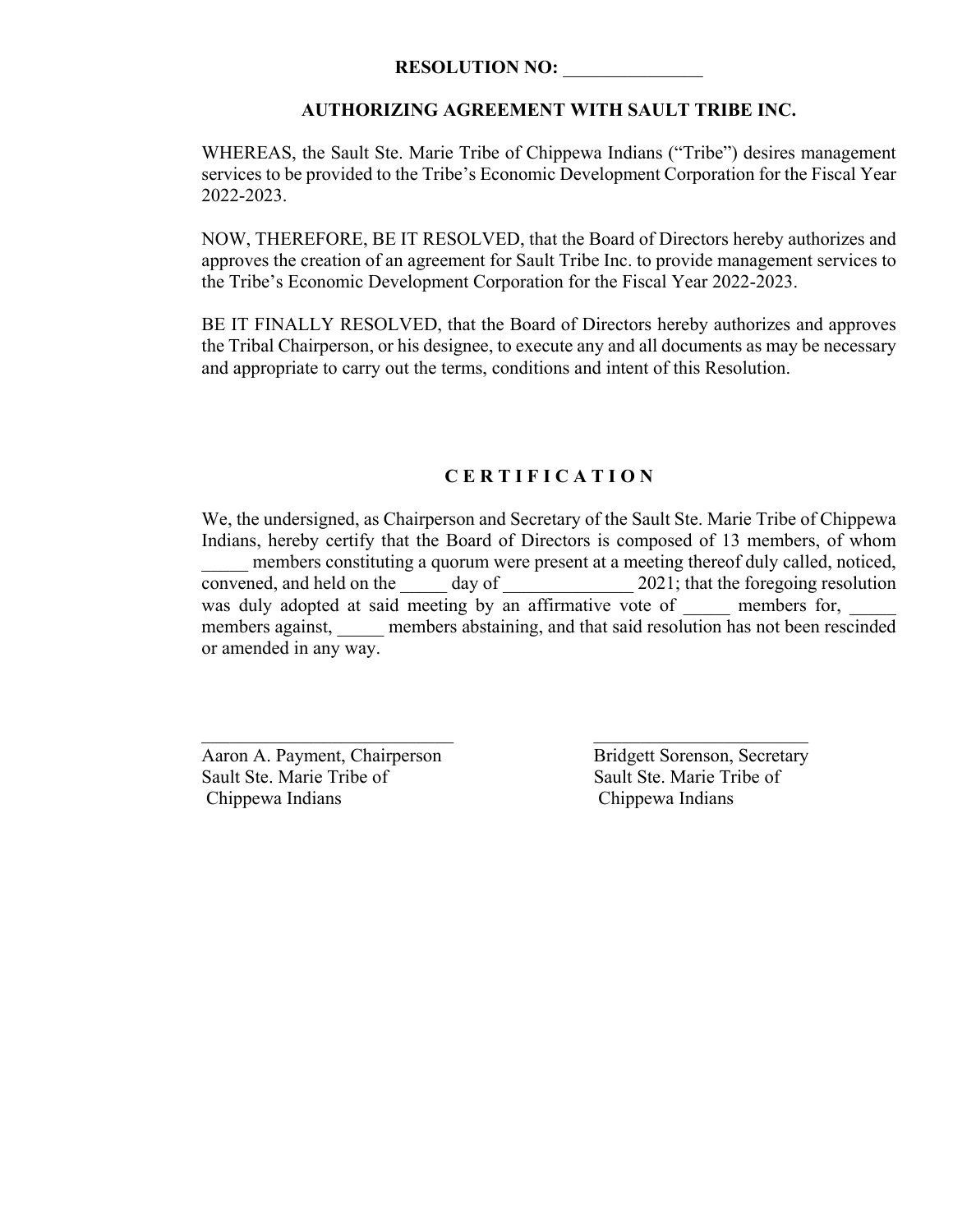**RESOLUTION NO: _______________**

**AUTHORIZING AGREEMENT WITH SAULT TRIBE INC.**

WHEREAS, the Sault Ste. Marie Tribe of Chippewa Indians ("Tribe") desires management services to be provided to the Tribe's Economic Development Corporation for the Fiscal Year 2022-2023.

NOW, THEREFORE, BE IT RESOLVED, that the Board of Directors hereby authorizes and approves the creation of an agreement for Sault Tribe Inc. to provide management services to the Tribe's Economic Development Corporation for the Fiscal Year 2022-2023.

BE IT FINALLY RESOLVED, that the Board of Directors hereby authorizes and approves the Tribal Chairperson, or his designee, to execute any and all documents as may be necessary and appropriate to carry out the terms, conditions and intent of this Resolution.

**C E R T I F I C A T I O N**

We, the undersigned, as Chairperson and Secretary of the Sault Ste. Marie Tribe of Chippewa Indians, hereby certify that the Board of Directors is composed of 13 members, of whom _____ members constituting a quorum were present at a meeting thereof duly called, noticed, convened, and held on the _____ day of ______________ 2021; that the foregoing resolution was duly adopted at said meeting by an affirmative vote of _____ members for, _____ members against, _____ members abstaining, and that said resolution has not been rescinded or amended in any way.

____________________________
Aaron A. Payment, Chairperson
Sault Ste. Marie Tribe of
Chippewa Indians

__________________________
Bridgett Sorenson, Secretary
Sault Ste. Marie Tribe of
Chippewa Indians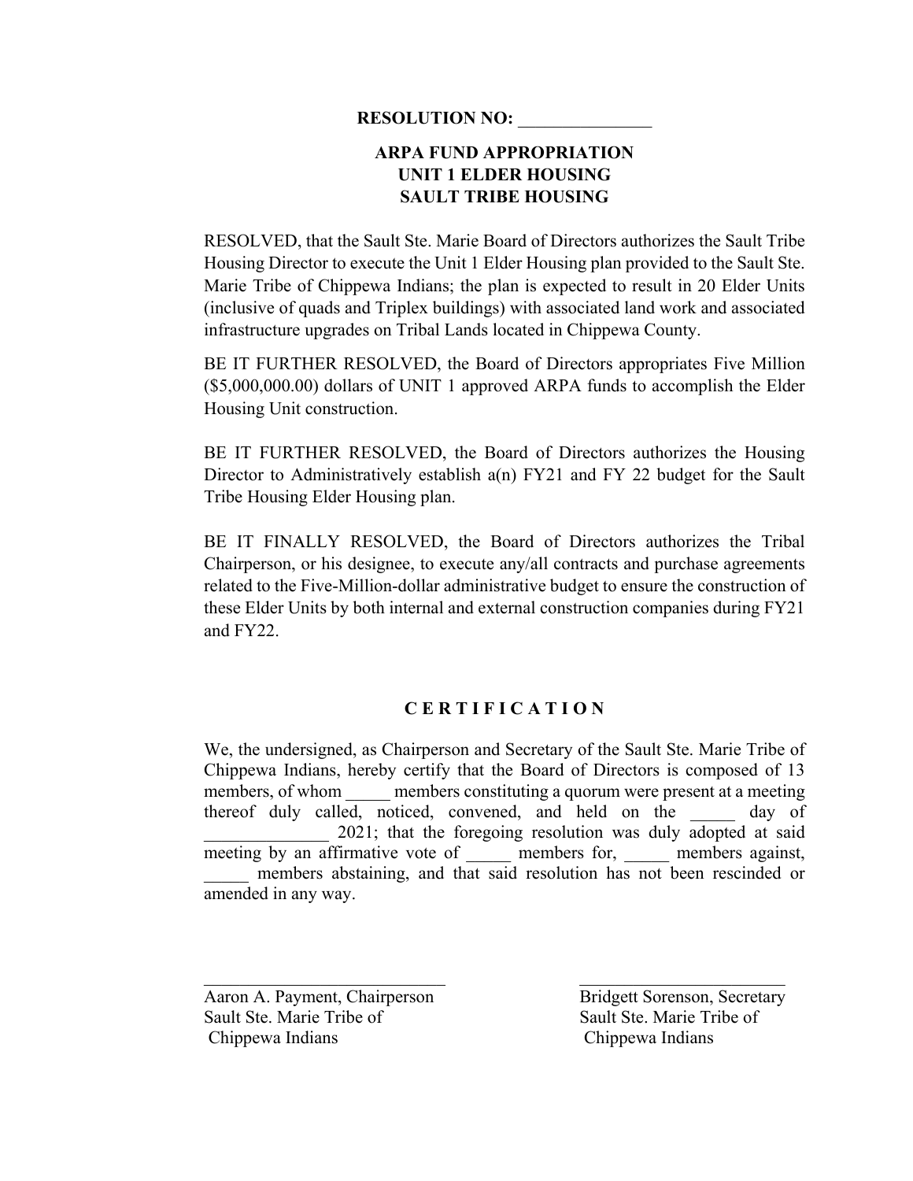**RESOLUTION NO: _______________**

**ARPA FUND APPROPRIATION**
**UNIT 1 ELDER HOUSING**
**SAULT TRIBE HOUSING**

RESOLVED, that the Sault Ste. Marie Board of Directors authorizes the Sault Tribe Housing Director to execute the Unit 1 Elder Housing plan provided to the Sault Ste. Marie Tribe of Chippewa Indians; the plan is expected to result in 20 Elder Units (inclusive of quads and Triplex buildings) with associated land work and associated infrastructure upgrades on Tribal Lands located in Chippewa County.

BE IT FURTHER RESOLVED, the Board of Directors appropriates Five Million ($5,000,000.00) dollars of UNIT 1 approved ARPA funds to accomplish the Elder Housing Unit construction.

BE IT FURTHER RESOLVED, the Board of Directors authorizes the Housing Director to Administratively establish a(n) FY21 and FY 22 budget for the Sault Tribe Housing Elder Housing plan.

BE IT FINALLY RESOLVED, the Board of Directors authorizes the Tribal Chairperson, or his designee, to execute any/all contracts and purchase agreements related to the Five-Million-dollar administrative budget to ensure the construction of these Elder Units by both internal and external construction companies during FY21 and FY22.

**C E R T I F I C A T I O N**

We, the undersigned, as Chairperson and Secretary of the Sault Ste. Marie Tribe of Chippewa Indians, hereby certify that the Board of Directors is composed of 13 members, of whom _____ members constituting a quorum were present at a meeting thereof duly called, noticed, convened, and held on the _____ day of ______________ 2021; that the foregoing resolution was duly adopted at said meeting by an affirmative vote of _____ members for, _____ members against, _____ members abstaining, and that said resolution has not been rescinded or amended in any way.

____________________________
Aaron A. Payment, Chairperson
Sault Ste. Marie Tribe of
Chippewa Indians

____________________________
Bridgett Sorenson, Secretary
Sault Ste. Marie Tribe of
Chippewa Indians